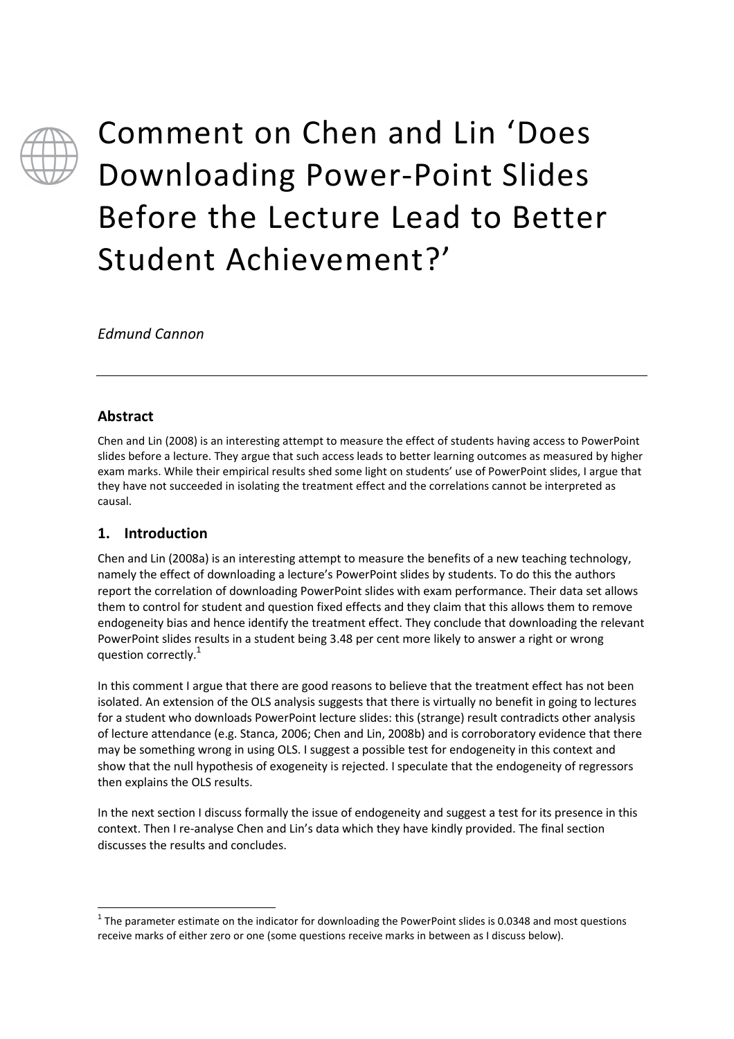# Comment on Chen and Lin 'Does Downloading Power-Point Slides Before the Lecture Lead to Better Student Achievement?'

*Edmund Cannon*

---

## Abstract

Chen and Lin (2008) is an interesting attempt to measure the effect of students having access to PowerPoint slides before a lecture. They argue that such access leads to better learning outcomes as measured by higher exam marks. While their empirical results shed some light on students' use of PowerPoint slides, I argue that they have not succeeded in isolating the treatment effect and the correlations cannot be interpreted as causal.

## 1. Introduction

Chen and Lin (2008a) is an interesting attempt to measure the benefits of a new teaching technology, namely the effect of downloading a lecture's PowerPoint slides by students. To do this the authors report the correlation of downloading PowerPoint slides with exam performance. Their data set allows them to control for student and question fixed effects and they claim that this allows them to remove endogeneity bias and hence identify the treatment effect. They conclude that downloading the relevant PowerPoint slides results in a student being 3.48 per cent more likely to answer a right or wrong question correctly.[1]

In this comment I argue that there are good reasons to believe that the treatment effect has not been isolated. An extension of the OLS analysis suggests that there is virtually no benefit in going to lectures for a student who downloads PowerPoint lecture slides: this (strange) result contradicts other analysis of lecture attendance (e.g. Stanca, 2006; Chen and Lin, 2008b) and is corroboratory evidence that there may be something wrong in using OLS. I suggest a possible test for endogeneity in this context and show that the null hypothesis of exogeneity is rejected. I speculate that the endogeneity of regressors then explains the OLS results.

In the next section I discuss formally the issue of endogeneity and suggest a test for its presence in this context. Then I re-analyse Chen and Lin's data which they have kindly provided. The final section discusses the results and concludes.

---

[1] The parameter estimate on the indicator for downloading the PowerPoint slides is 0.0348 and most questions receive marks of either zero or one (some questions receive marks in between as I discuss below).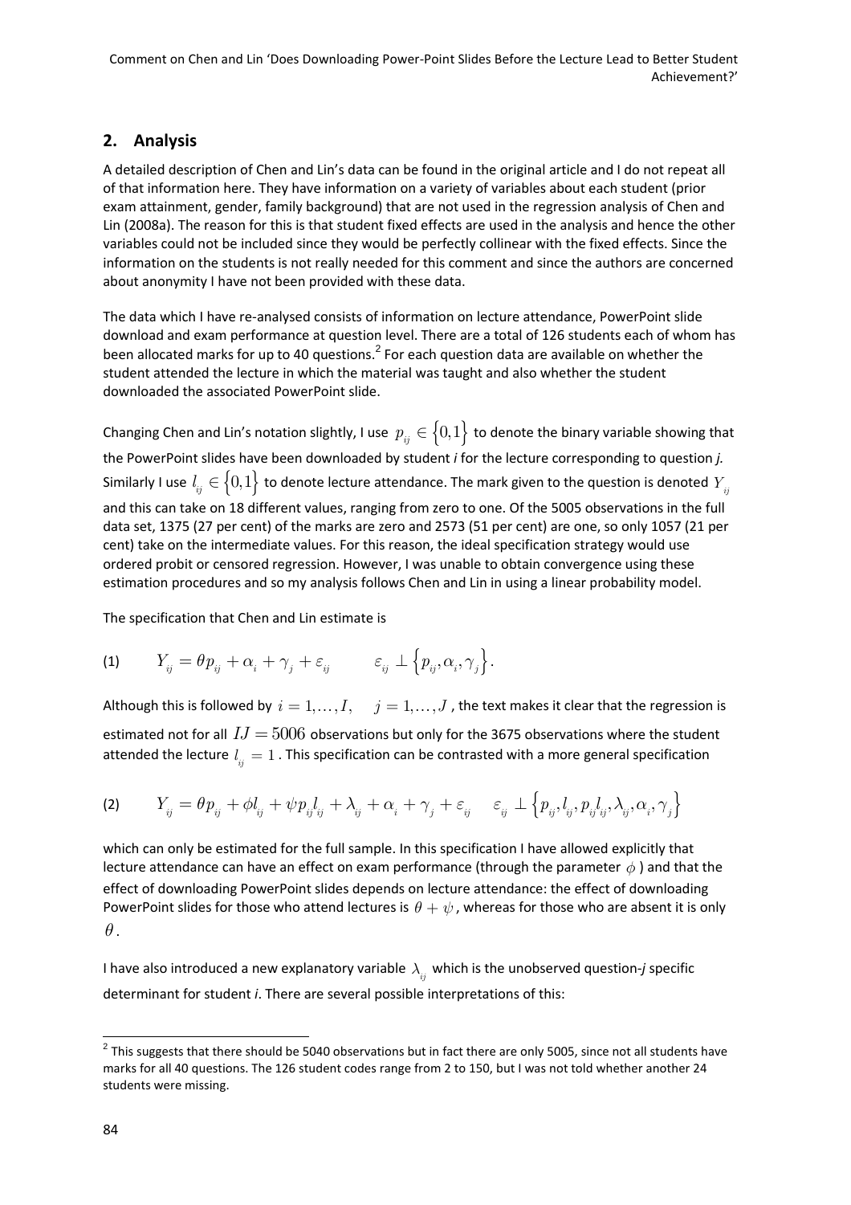## 2. Analysis

A detailed description of Chen and Lin's data can be found in the original article and I do not repeat all of that information here. They have information on a variety of variables about each student (prior exam attainment, gender, family background) that are not used in the regression analysis of Chen and Lin (2008a). The reason for this is that student fixed effects are used in the analysis and hence the other variables could not be included since they would be perfectly collinear with the fixed effects. Since the information on the students is not really needed for this comment and since the authors are concerned about anonymity I have not been provided with these data.

The data which I have re-analysed consists of information on lecture attendance, PowerPoint slide download and exam performance at question level. There are a total of 126 students each of whom has been allocated marks for up to 40 questions.[2] For each question data are available on whether the student attended the lecture in which the material was taught and also whether the student downloaded the associated PowerPoint slide.

Changing Chen and Lin's notation slightly, I use $p_{ij} \in \{0,1\}$ to denote the binary variable showing that the PowerPoint slides have been downloaded by student *i* for the lecture corresponding to question *j.* Similarly I use $l_{ij} \in \{0,1\}$ to denote lecture attendance. The mark given to the question is denoted $Y_{ij}$ and this can take on 18 different values, ranging from zero to one. Of the 5005 observations in the full data set, 1375 (27 per cent) of the marks are zero and 2573 (51 per cent) are one, so only 1057 (21 per cent) take on the intermediate values. For this reason, the ideal specification strategy would use ordered probit or censored regression. However, I was unable to obtain convergence using these estimation procedures and so my analysis follows Chen and Lin in using a linear probability model.

The specification that Chen and Lin estimate is

$$\text{(1)} \qquad Y_{ij} = \theta p_{ij} + \alpha_i + \gamma_j + \varepsilon_{ij} \qquad \varepsilon_{ij} \perp \{p_{ij}, \alpha_i, \gamma_j\}.$$

Although this is followed by $i = 1,\ldots,I, \quad j = 1,\ldots,J$ , the text makes it clear that the regression is estimated not for all $IJ = 5006$ observations but only for the 3675 observations where the student attended the lecture $l_{ij} = 1$ . This specification can be contrasted with a more general specification

$$\text{(2)} \qquad Y_{ij} = \theta p_{ij} + \phi l_{ij} + \psi p_{ij} l_{ij} + \lambda_{ij} + \alpha_i + \gamma_j + \varepsilon_{ij} \quad \varepsilon_{ij} \perp \{p_{ij}, l_{ij}, p_{ij} l_{ij}, \lambda_{ij}, \alpha_i, \gamma_j\}$$

which can only be estimated for the full sample. In this specification I have allowed explicitly that lecture attendance can have an effect on exam performance (through the parameter $\phi$ ) and that the effect of downloading PowerPoint slides depends on lecture attendance: the effect of downloading PowerPoint slides for those who attend lectures is $\theta + \psi$ , whereas for those who are absent it is only $\theta$ .

I have also introduced a new explanatory variable $\lambda_{ij}$ which is the unobserved question-*j* specific determinant for student *i*. There are several possible interpretations of this:

[2] This suggests that there should be 5040 observations but in fact there are only 5005, since not all students have marks for all 40 questions. The 126 student codes range from 2 to 150, but I was not told whether another 24 students were missing.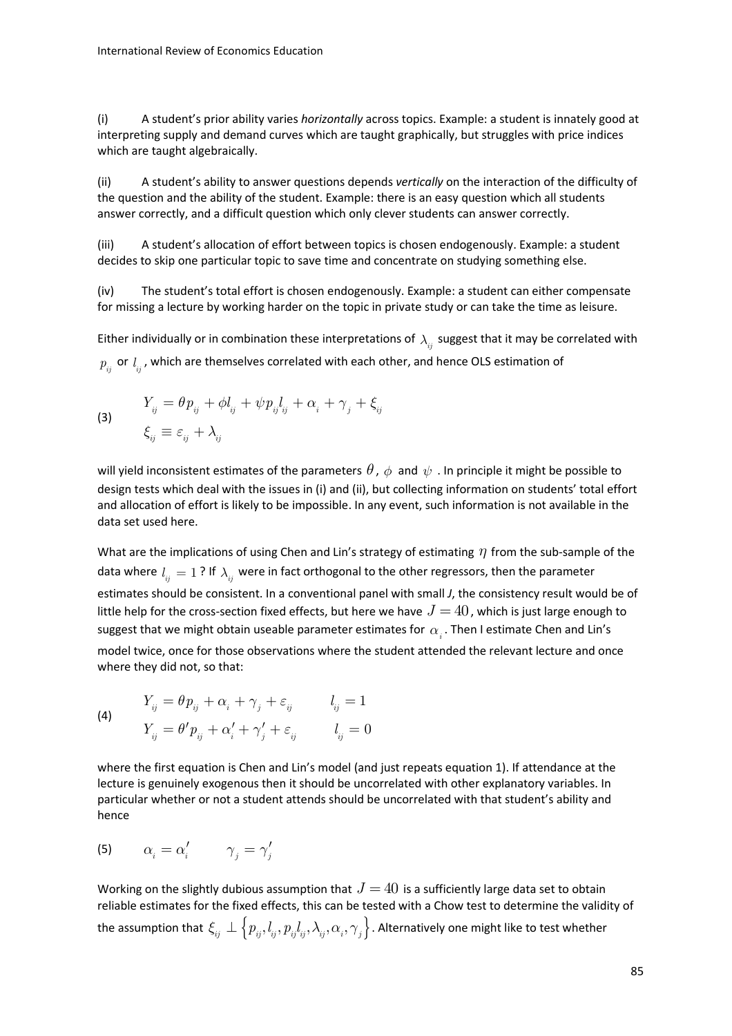(i) A student's prior ability varies *horizontally* across topics. Example: a student is innately good at interpreting supply and demand curves which are taught graphically, but struggles with price indices which are taught algebraically.

(ii) A student's ability to answer questions depends *vertically* on the interaction of the difficulty of the question and the ability of the student. Example: there is an easy question which all students answer correctly, and a difficult question which only clever students can answer correctly.

(iii) A student's allocation of effort between topics is chosen endogenously. Example: a student decides to skip one particular topic to save time and concentrate on studying something else.

(iv) The student's total effort is chosen endogenously. Example: a student can either compensate for missing a lecture by working harder on the topic in private study or can take the time as leisure.

Either individually or in combination these interpretations of $\lambda_{ij}$ suggest that it may be correlated with $p_{ij}$ or $l_{ij}$, which are themselves correlated with each other, and hence OLS estimation of

$$
\begin{aligned}
&Y_{ij} = \theta p_{ij} + \phi l_{ij} + \psi p_{ij} l_{ij} + \alpha_i + \gamma_j + \xi_{ij} \\
&\xi_{ij} \equiv \varepsilon_{ij} + \lambda_{ij}
\end{aligned} \tag{3}
$$

will yield inconsistent estimates of the parameters $\theta$, $\phi$ and $\psi$. In principle it might be possible to design tests which deal with the issues in (i) and (ii), but collecting information on students' total effort and allocation of effort is likely to be impossible. In any event, such information is not available in the data set used here.

What are the implications of using Chen and Lin's strategy of estimating $\eta$ from the sub-sample of the data where $l_{ij} = 1$? If $\lambda_{ij}$ were in fact orthogonal to the other regressors, then the parameter estimates should be consistent. In a conventional panel with small *J*, the consistency result would be of little help for the cross-section fixed effects, but here we have $J = 40$, which is just large enough to suggest that we might obtain useable parameter estimates for $\alpha_i$. Then I estimate Chen and Lin's model twice, once for those observations where the student attended the relevant lecture and once where they did not, so that:

$$
\begin{aligned}
&Y_{ij} = \theta p_{ij} + \alpha_i + \gamma_j + \varepsilon_{ij} \qquad l_{ij} = 1 \\
&Y_{ij} = \theta' p_{ij} + \alpha_i' + \gamma_j' + \varepsilon_{ij} \qquad l_{ij} = 0
\end{aligned} \tag{4}
$$

where the first equation is Chen and Lin's model (and just repeats equation 1). If attendance at the lecture is genuinely exogenous then it should be uncorrelated with other explanatory variables. In particular whether or not a student attends should be uncorrelated with that student's ability and hence

$$
\alpha_i = \alpha_i' \qquad \gamma_j = \gamma_j' \tag{5}
$$

Working on the slightly dubious assumption that $J = 40$ is a sufficiently large data set to obtain reliable estimates for the fixed effects, this can be tested with a Chow test to determine the validity of the assumption that $\xi_{ij} \perp \left\{p_{ij}, l_{ij}, p_{ij}l_{ij}, \lambda_{ij}, \alpha_i, \gamma_j\right\}$. Alternatively one might like to test whether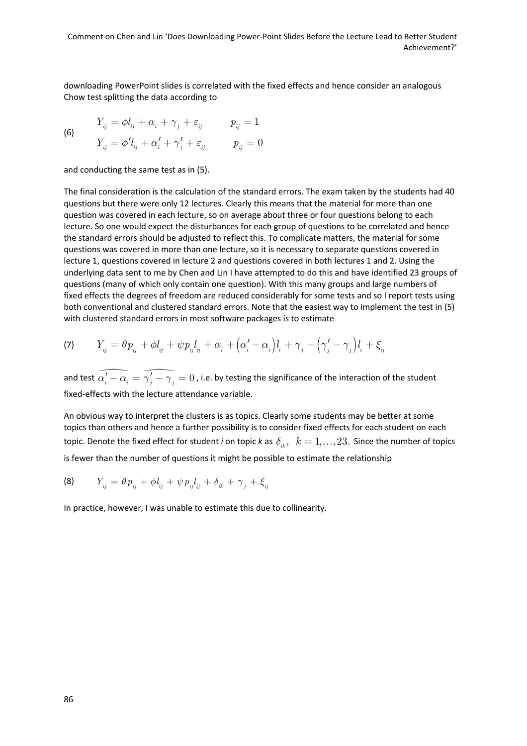downloading PowerPoint slides is correlated with the fixed effects and hence consider an analogous Chow test splitting the data according to

$$\begin{aligned} Y_{ij} &= \phi l_{ij} + \alpha_i + \gamma_j + \varepsilon_{ij} \qquad & p_{ij} = 1 \\ Y_{ij} &= \phi' l_{ij} + \alpha'_i + \gamma'_j + \varepsilon_{ij} \qquad & p_{ij} = 0 \end{aligned} \tag{6}$$

and conducting the same test as in (5).

The final consideration is the calculation of the standard errors. The exam taken by the students had 40 questions but there were only 12 lectures. Clearly this means that the material for more than one question was covered in each lecture, so on average about three or four questions belong to each lecture. So one would expect the disturbances for each group of questions to be correlated and hence the standard errors should be adjusted to reflect this. To complicate matters, the material for some questions was covered in more than one lecture, so it is necessary to separate questions covered in lecture 1, questions covered in lecture 2 and questions covered in both lectures 1 and 2. Using the underlying data sent to me by Chen and Lin I have attempted to do this and have identified 23 groups of questions (many of which only contain one question). With this many groups and large numbers of fixed effects the degrees of freedom are reduced considerably for some tests and so I report tests using both conventional and clustered standard errors. Note that the easiest way to implement the test in (5) with clustered standard errors in most software packages is to estimate

$$Y_{ij} = \theta p_{ij} + \phi l_{ij} + \psi p_{ij} l_{ij} + \alpha_i + \left(\alpha'_i - \alpha_i\right) l_i + \gamma_j + \left(\gamma'_j - \gamma_j\right) l_i + \xi_{ij} \tag{7}$$

and test $\widehat{\alpha'_i - \alpha_i} = \widehat{\gamma'_j - \gamma_j} = 0$, i.e. by testing the significance of the interaction of the student fixed-effects with the lecture attendance variable.

An obvious way to interpret the clusters is as topics. Clearly some students may be better at some topics than others and hence a further possibility is to consider fixed effects for each student on each topic. Denote the fixed effect for student *i* on topic *k* as $\delta_{ik},\ k = 1, \ldots, 23.$ Since the number of topics is fewer than the number of questions it might be possible to estimate the relationship

$$Y_{ij} = \theta p_{ij} + \phi l_{ij} + \psi p_{ij} l_{ij} + \delta_{ik} + \gamma_j + \xi_{ij} \tag{8}$$

In practice, however, I was unable to estimate this due to collinearity.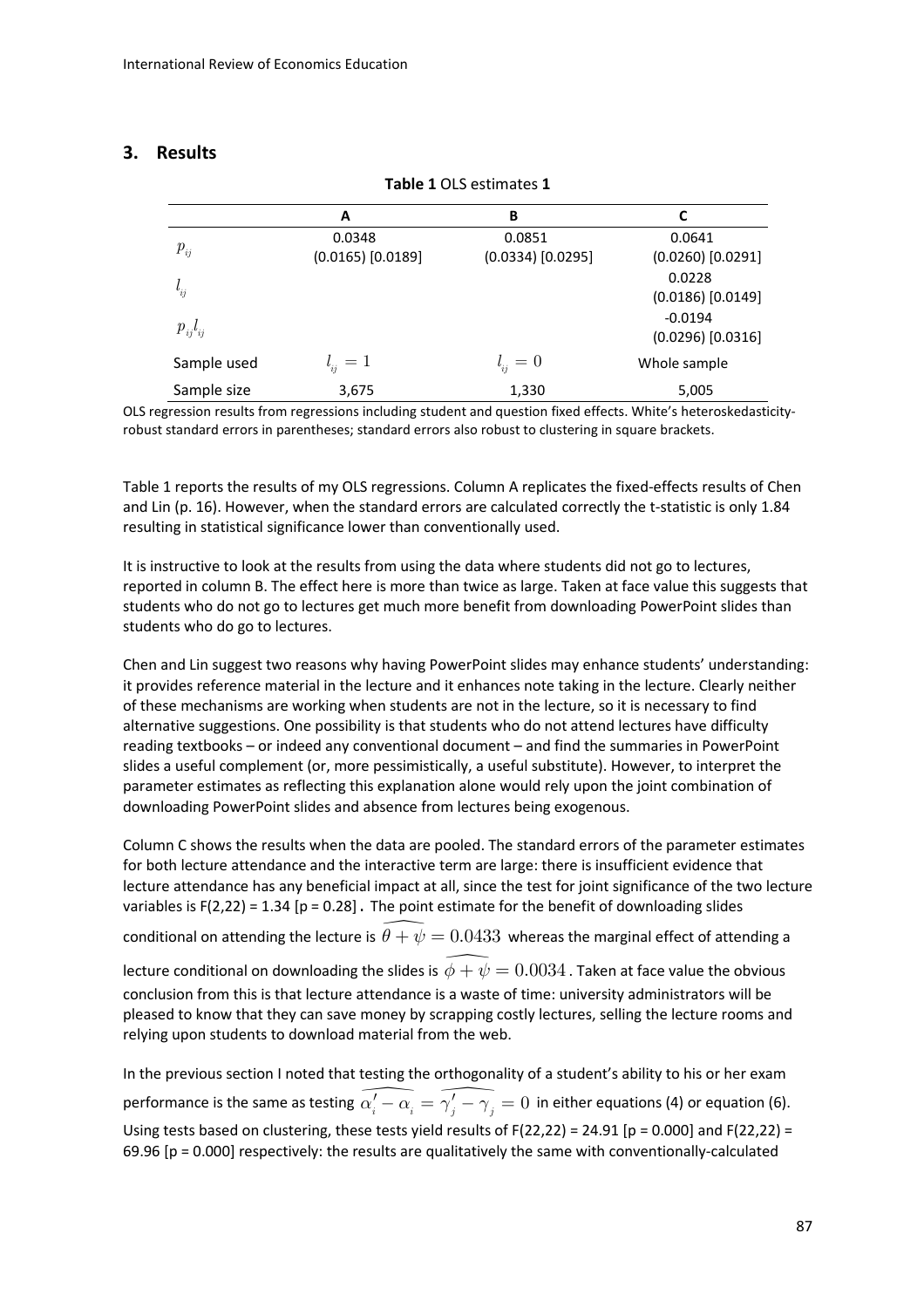## 3. Results

**Table 1** OLS estimates **1**

| | A | B | C |
|---|---|---|---|
| $p_{ij}$ | 0.0348<br>(0.0165) [0.0189] | 0.0851<br>(0.0334) [0.0295] | 0.0641<br>(0.0260) [0.0291] |
| $l_{ij}$ | | | 0.0228<br>(0.0186) [0.0149] |
| $p_{ij}l_{ij}$ | | | -0.0194<br>(0.0296) [0.0316] |
| Sample used | $l_{ij} = 1$ | $l_{ij} = 0$ | Whole sample |
| Sample size | 3,675 | 1,330 | 5,005 |

OLS regression results from regressions including student and question fixed effects. White's heteroskedasticity-robust standard errors in parentheses; standard errors also robust to clustering in square brackets.

Table 1 reports the results of my OLS regressions. Column A replicates the fixed-effects results of Chen and Lin (p. 16). However, when the standard errors are calculated correctly the t-statistic is only 1.84 resulting in statistical significance lower than conventionally used.

It is instructive to look at the results from using the data where students did not go to lectures, reported in column B. The effect here is more than twice as large. Taken at face value this suggests that students who do not go to lectures get much more benefit from downloading PowerPoint slides than students who do go to lectures.

Chen and Lin suggest two reasons why having PowerPoint slides may enhance students' understanding: it provides reference material in the lecture and it enhances note taking in the lecture. Clearly neither of these mechanisms are working when students are not in the lecture, so it is necessary to find alternative suggestions. One possibility is that students who do not attend lectures have difficulty reading textbooks – or indeed any conventional document – and find the summaries in PowerPoint slides a useful complement (or, more pessimistically, a useful substitute). However, to interpret the parameter estimates as reflecting this explanation alone would rely upon the joint combination of downloading PowerPoint slides and absence from lectures being exogenous.

Column C shows the results when the data are pooled. The standard errors of the parameter estimates for both lecture attendance and the interactive term are large: there is insufficient evidence that lecture attendance has any beneficial impact at all, since the test for joint significance of the two lecture variables is $F(2,22) = 1.34$ [p = 0.28]**.** The point estimate for the benefit of downloading slides conditional on attending the lecture is $\widehat{\theta + \psi} = 0.0433$ whereas the marginal effect of attending a lecture conditional on downloading the slides is $\widehat{\phi + \psi} = 0.0034$. Taken at face value the obvious conclusion from this is that lecture attendance is a waste of time: university administrators will be pleased to know that they can save money by scrapping costly lectures, selling the lecture rooms and relying upon students to download material from the web.

In the previous section I noted that testing the orthogonality of a student's ability to his or her exam performance is the same as testing $\widehat{\alpha_i' - \alpha_i} = \widehat{\gamma_j' - \gamma_j} = 0$ in either equations (4) or equation (6). Using tests based on clustering, these tests yield results of $F(22,22) = 24.91$ [p = 0.000] and $F(22,22) = 69.96$ [p = 0.000] respectively: the results are qualitatively the same with conventionally-calculated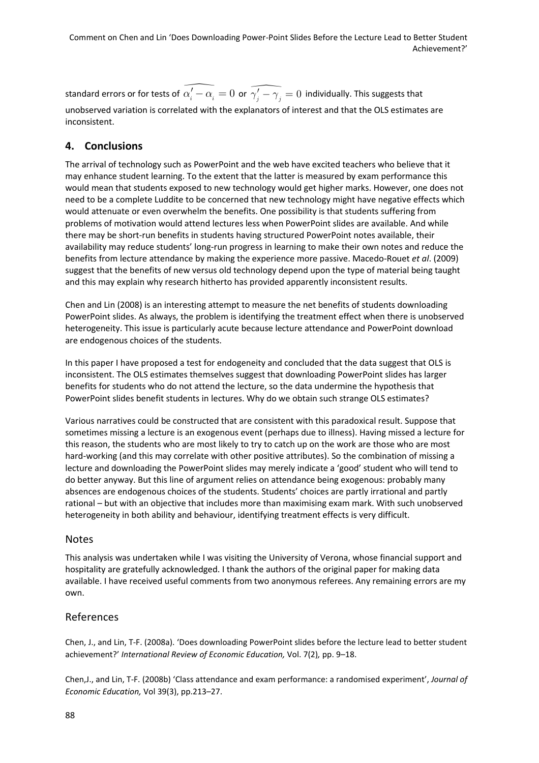standard errors or for tests of $\widehat{\alpha_i' - \alpha_i} = 0$ or $\widehat{\gamma_j' - \gamma_j} = 0$ individually. This suggests that unobserved variation is correlated with the explanators of interest and that the OLS estimates are inconsistent.

## 4. Conclusions

The arrival of technology such as PowerPoint and the web have excited teachers who believe that it may enhance student learning. To the extent that the latter is measured by exam performance this would mean that students exposed to new technology would get higher marks. However, one does not need to be a complete Luddite to be concerned that new technology might have negative effects which would attenuate or even overwhelm the benefits. One possibility is that students suffering from problems of motivation would attend lectures less when PowerPoint slides are available. And while there may be short-run benefits in students having structured PowerPoint notes available, their availability may reduce students' long-run progress in learning to make their own notes and reduce the benefits from lecture attendance by making the experience more passive. Macedo-Rouet *et al*. (2009) suggest that the benefits of new versus old technology depend upon the type of material being taught and this may explain why research hitherto has provided apparently inconsistent results.

Chen and Lin (2008) is an interesting attempt to measure the net benefits of students downloading PowerPoint slides. As always, the problem is identifying the treatment effect when there is unobserved heterogeneity. This issue is particularly acute because lecture attendance and PowerPoint download are endogenous choices of the students.

In this paper I have proposed a test for endogeneity and concluded that the data suggest that OLS is inconsistent. The OLS estimates themselves suggest that downloading PowerPoint slides has larger benefits for students who do not attend the lecture, so the data undermine the hypothesis that PowerPoint slides benefit students in lectures. Why do we obtain such strange OLS estimates?

Various narratives could be constructed that are consistent with this paradoxical result. Suppose that sometimes missing a lecture is an exogenous event (perhaps due to illness). Having missed a lecture for this reason, the students who are most likely to try to catch up on the work are those who are most hard-working (and this may correlate with other positive attributes). So the combination of missing a lecture and downloading the PowerPoint slides may merely indicate a 'good' student who will tend to do better anyway. But this line of argument relies on attendance being exogenous: probably many absences are endogenous choices of the students. Students' choices are partly irrational and partly rational – but with an objective that includes more than maximising exam mark. With such unobserved heterogeneity in both ability and behaviour, identifying treatment effects is very difficult.

## Notes

This analysis was undertaken while I was visiting the University of Verona, whose financial support and hospitality are gratefully acknowledged. I thank the authors of the original paper for making data available. I have received useful comments from two anonymous referees. Any remaining errors are my own.

## References

Chen, J., and Lin, T-F. (2008a). 'Does downloading PowerPoint slides before the lecture lead to better student achievement?' *International Review of Economic Education,* Vol. 7(2), pp. 9–18.

Chen,J., and Lin, T-F. (2008b) 'Class attendance and exam performance: a randomised experiment', *Journal of Economic Education,* Vol 39(3), pp.213–27.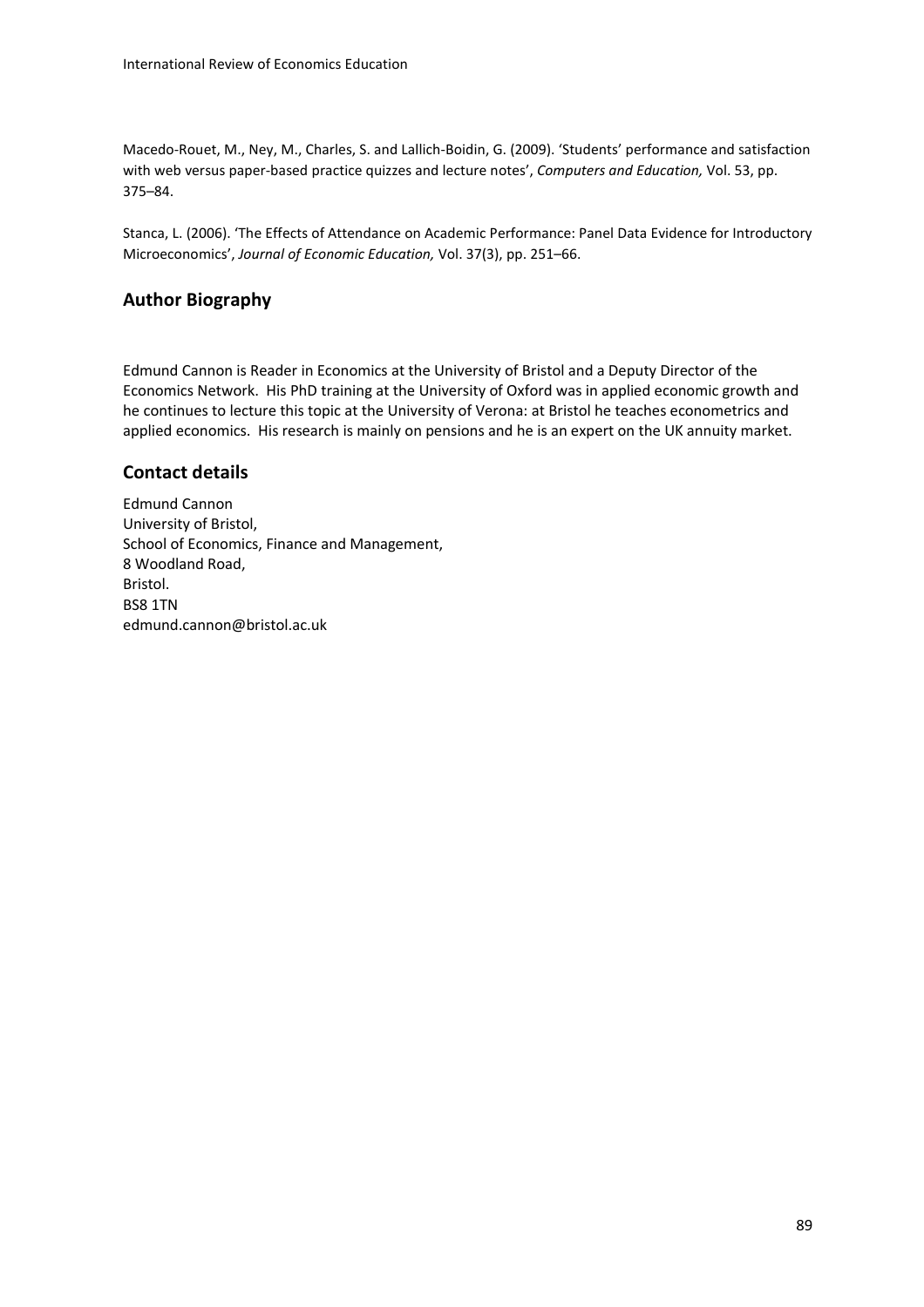Macedo-Rouet, M., Ney, M., Charles, S. and Lallich-Boidin, G. (2009). 'Students' performance and satisfaction with web versus paper-based practice quizzes and lecture notes', *Computers and Education,* Vol. 53, pp. 375–84.

Stanca, L. (2006). 'The Effects of Attendance on Academic Performance: Panel Data Evidence for Introductory Microeconomics', *Journal of Economic Education,* Vol. 37(3), pp. 251–66.

## Author Biography

Edmund Cannon is Reader in Economics at the University of Bristol and a Deputy Director of the Economics Network. His PhD training at the University of Oxford was in applied economic growth and he continues to lecture this topic at the University of Verona: at Bristol he teaches econometrics and applied economics. His research is mainly on pensions and he is an expert on the UK annuity market.

## Contact details

Edmund Cannon
University of Bristol,
School of Economics, Finance and Management,
8 Woodland Road,
Bristol.
BS8 1TN
edmund.cannon@bristol.ac.uk